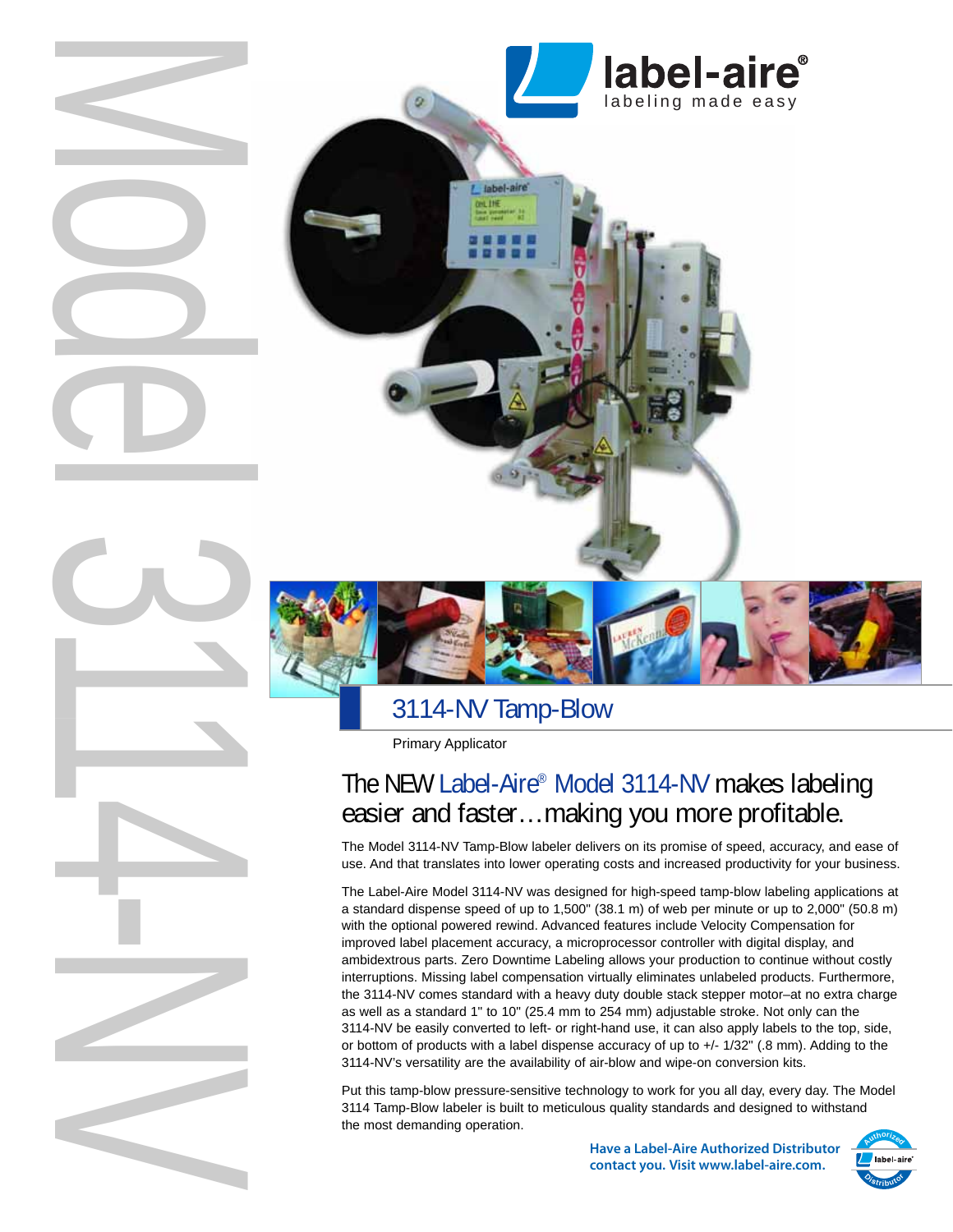label-aire®
labeling made easy

Model 3114-NV

# 3114-NV Tamp-Blow

Primary Applicator

## The NEW Label-Aire® Model 3114-NV makes labeling easier and faster…making you more profitable.

The Model 3114-NV Tamp-Blow labeler delivers on its promise of speed, accuracy, and ease of use. And that translates into lower operating costs and increased productivity for your business.

The Label-Aire Model 3114-NV was designed for high-speed tamp-blow labeling applications at a standard dispense speed of up to 1,500" (38.1 m) of web per minute or up to 2,000" (50.8 m) with the optional powered rewind. Advanced features include Velocity Compensation for improved label placement accuracy, a microprocessor controller with digital display, and ambidextrous parts. Zero Downtime Labeling allows your production to continue without costly interruptions. Missing label compensation virtually eliminates unlabeled products. Furthermore, the 3114-NV comes standard with a heavy duty double stack stepper motor–at no extra charge as well as a standard 1" to 10" (25.4 mm to 254 mm) adjustable stroke. Not only can the 3114-NV be easily converted to left- or right-hand use, it can also apply labels to the top, side, or bottom of products with a label dispense accuracy of up to +/- 1/32" (.8 mm). Adding to the 3114-NV's versatility are the availability of air-blow and wipe-on conversion kits.

Put this tamp-blow pressure-sensitive technology to work for you all day, every day. The Model 3114 Tamp-Blow labeler is built to meticulous quality standards and designed to withstand the most demanding operation.

**Have a Label-Aire Authorized Distributor contact you. Visit www.label-aire.com.**

Authorized label-aire Distributor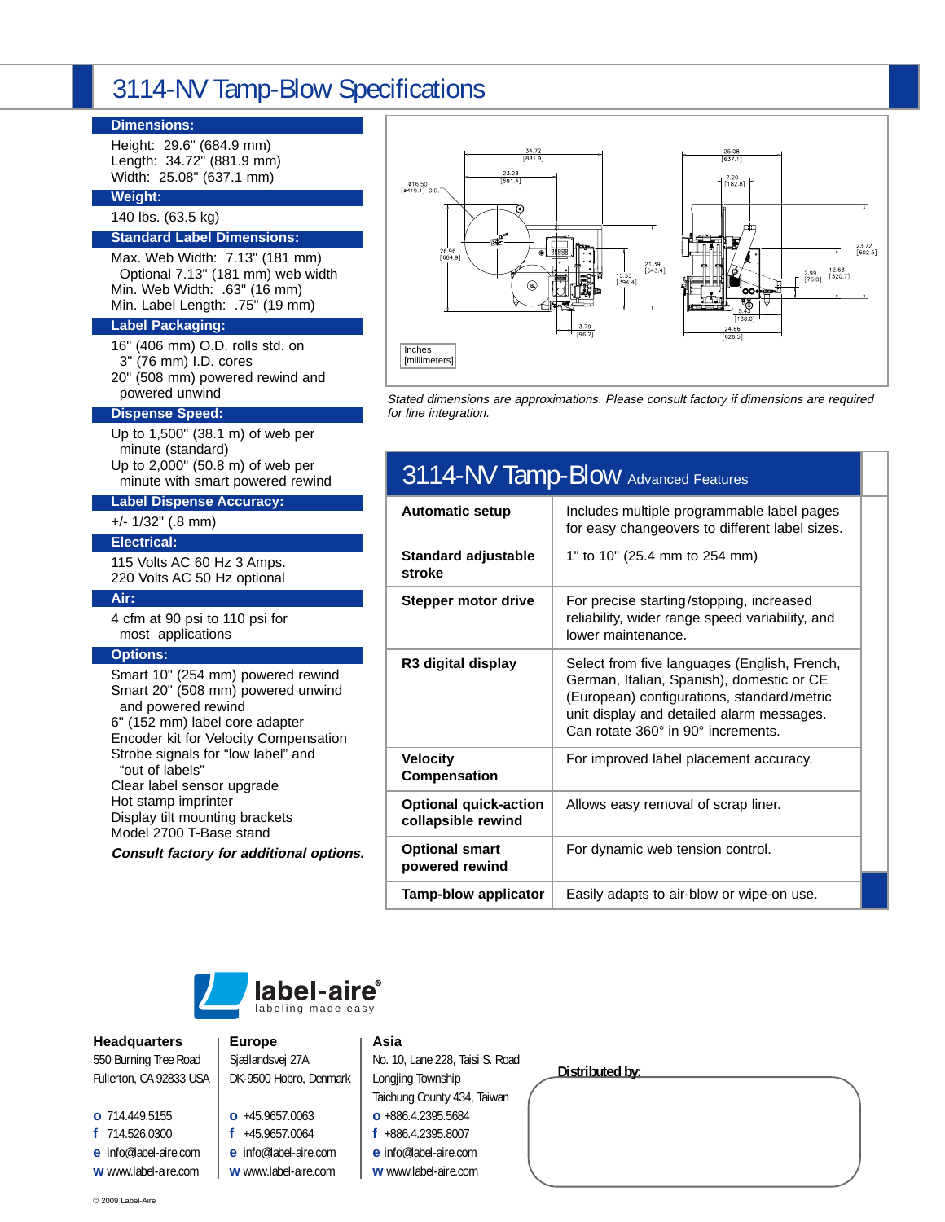# 3114-NV Tamp-Blow Specifications

**Dimensions:**

Height: 29.6" (684.9 mm)
Length: 34.72" (881.9 mm)
Width: 25.08" (637.1 mm)

**Weight:**

140 lbs. (63.5 kg)

**Standard Label Dimensions:**

Max. Web Width: 7.13" (181 mm)
Optional 7.13" (181 mm) web width
Min. Web Width: .63" (16 mm)
Min. Label Length: .75" (19 mm)

**Label Packaging:**

16" (406 mm) O.D. rolls std. on 3" (76 mm) I.D. cores
20" (508 mm) powered rewind and powered unwind

**Dispense Speed:**

Up to 1,500" (38.1 m) of web per minute (standard)
Up to 2,000" (50.8 m) of web per minute with smart powered rewind

**Label Dispense Accuracy:**

+/- 1/32" (.8 mm)

**Electrical:**

115 Volts AC 60 Hz 3 Amps.
220 Volts AC 50 Hz optional

**Air:**

4 cfm at 90 psi to 110 psi for most applications

**Options:**

Smart 10" (254 mm) powered rewind
Smart 20" (508 mm) powered unwind and powered rewind
6" (152 mm) label core adapter
Encoder kit for Velocity Compensation
Strobe signals for "low label" and "out of labels"
Clear label sensor upgrade
Hot stamp imprinter
Display tilt mounting brackets
Model 2700 T-Base stand

***Consult factory for additional options.***

34.72 [881.9]
23.28 [591.4]
⌀16.50 [⌀419.1] O.D.
26.96 [684.9]
21.39 [543.4]
15.53 [394.4]
3.79 [96.2]
25.08 [637.1]
7.20 [182.8]
23.72 [602.5]
12.63 [320.7]
2.99 [76.0]
5.43 [138.0]
24.66 [626.5]
Inches [millimeters]

*Stated dimensions are approximations. Please consult factory if dimensions are required for line integration.*

## 3114-NV Tamp-Blow Advanced Features

| | |
|---|---|
| **Automatic setup** | Includes multiple programmable label pages for easy changeovers to different label sizes. |
| **Standard adjustable stroke** | 1" to 10" (25.4 mm to 254 mm) |
| **Stepper motor drive** | For precise starting/stopping, increased reliability, wider range speed variability, and lower maintenance. |
| **R3 digital display** | Select from five languages (English, French, German, Italian, Spanish), domestic or CE (European) configurations, standard/metric unit display and detailed alarm messages. Can rotate 360° in 90° increments. |
| **Velocity Compensation** | For improved label placement accuracy. |
| **Optional quick-action collapsible rewind** | Allows easy removal of scrap liner. |
| **Optional smart powered rewind** | For dynamic web tension control. |
| **Tamp-blow applicator** | Easily adapts to air-blow or wipe-on use. |

label-aire®
labeling made easy

**Headquarters**
550 Burning Tree Road
Fullerton, CA 92833 USA

**o** 714.449.5155
**f** 714.526.0300
**e** info@label-aire.com
**w** www.label-aire.com

**Europe**
Sjællandsvej 27A
DK-9500 Hobro, Denmark

**o** +45.9657.0063
**f** +45.9657.0064
**e** info@label-aire.com
**w** www.label-aire.com

**Asia**
No. 10, Lane 228, Taisi S. Road
Longjing Township
Taichung County 434, Taiwan
**o** +886.4.2395.5684
**f** +886.4.2395.8007
**e** info@label-aire.com
**w** www.label-aire.com

**Distributed by:**

© 2009 Label-Aire